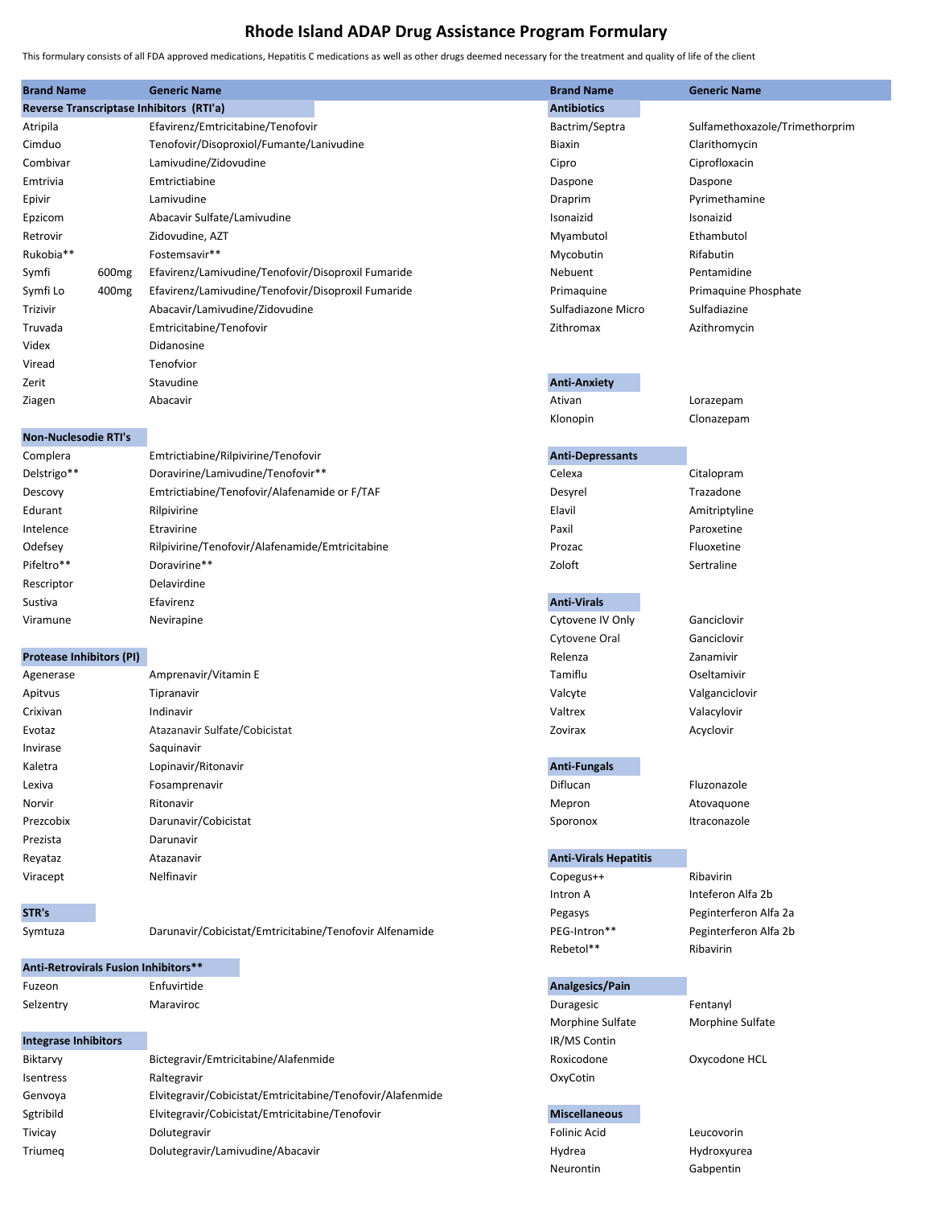# Rhode Island ADAP Drug Assistance Program Formulary

This formulary consists of all FDA approved medications, Hepatitis C medications as well as other drugs deemed necessary for the treatment and quality of life of the client

| Brand Name | Generic Name |
|---|---|
| **Reverse Transcriptase Inhibitors (RTI'a)** | |
| Atripila | Efavirenz/Emtricitabine/Tenofovir |
| Cimduo | Tenofovir/Disoproxiol/Fumante/Lanivudine |
| Combivar | Lamivudine/Zidovudine |
| Emtrivia | Emtrictiabine |
| Epivir | Lamivudine |
| Epzicom | Abacavir Sulfate/Lamivudine |
| Retrovir | Zidovudine, AZT |
| Rukobia** | Fostemsavir** |
| Symfi 600mg | Efavirenz/Lamivudine/Tenofovir/Disoproxil Fumaride |
| Symfi Lo 400mg | Efavirenz/Lamivudine/Tenofovir/Disoproxil Fumaride |
| Trizivir | Abacavir/Lamivudine/Zidovudine |
| Truvada | Emtricitabine/Tenofovir |
| Videx | Didanosine |
| Viread | Tenofvior |
| Zerit | Stavudine |
| Ziagen | Abacavir |
| **Non-Nuclesodie RTI's** | |
| Complera | Emtrictiabine/Rilpivirine/Tenofovir |
| Delstrigo** | Doravirine/Lamivudine/Tenofovir** |
| Descovy | Emtrictiabine/Tenofovir/Alafenamide or F/TAF |
| Edurant | Rilpivirine |
| Intelence | Etravirine |
| Odefsey | Rilpivirine/Tenofovir/Alafenamide/Emtricitabine |
| Pifeltro** | Doravirine** |
| Rescriptor | Delavirdine |
| Sustiva | Efavirenz |
| Viramune | Nevirapine |
| **Protease Inhibitors (PI)** | |
| Agenerase | Amprenavir/Vitamin E |
| Apitvus | Tipranavir |
| Crixivan | Indinavir |
| Evotaz | Atazanavir Sulfate/Cobicistat |
| Invirase | Saquinavir |
| Kaletra | Lopinavir/Ritonavir |
| Lexiva | Fosamprenavir |
| Norvir | Ritonavir |
| Prezcobix | Darunavir/Cobicistat |
| Prezista | Darunavir |
| Reyataz | Atazanavir |
| Viracept | Nelfinavir |
| **STR's** | |
| Symtuza | Darunavir/Cobicistat/Emtricitabine/Tenofovir Alfenamide |
| **Anti-Retrovirals Fusion Inhibitors**** | |
| Fuzeon | Enfuvirtide |
| Selzentry | Maraviroc |
| **Integrase Inhibitors** | |
| Biktarvy | Bictegravir/Emtricitabine/Alafenmide |
| Isentress | Raltegravir |
| Genvoya | Elvitegravir/Cobicistat/Emtricitabine/Tenofovir/Alafenmide |
| Sgtribild | Elvitegravir/Cobicistat/Emtricitabine/Tenofovir |
| Tivicay | Dolutegravir |
| Triumeq | Dolutegravir/Lamivudine/Abacavir |

| Brand Name | Generic Name |
|---|---|
| **Antibiotics** | |
| Bactrim/Septra | Sulfamethoxazole/Trimethorprim |
| Biaxin | Clarithomycin |
| Cipro | Ciprofloxacin |
| Daspone | Daspone |
| Draprim | Pyrimethamine |
| Isonaizid | Isonaizid |
| Myambutol | Ethambutol |
| Mycobutin | Rifabutin |
| Nebuent | Pentamidine |
| Primaquine | Primaquine Phosphate |
| Sulfadiazone Micro | Sulfadiazine |
| Zithromax | Azithromycin |
| **Anti-Anxiety** | |
| Ativan | Lorazepam |
| Klonopin | Clonazepam |
| **Anti-Depressants** | |
| Celexa | Citalopram |
| Desyrel | Trazadone |
| Elavil | Amitriptyline |
| Paxil | Paroxetine |
| Prozac | Fluoxetine |
| Zoloft | Sertraline |
| **Anti-Virals** | |
| Cytovene IV Only | Ganciclovir |
| Cytovene Oral | Ganciclovir |
| Relenza | Zanamivir |
| Tamiflu | Oseltamivir |
| Valcyte | Valganciclovir |
| Valtrex | Valacylovir |
| Zovirax | Acyclovir |
| **Anti-Fungals** | |
| Diflucan | Fluzonazole |
| Mepron | Atovaquone |
| Sporonox | Itraconazole |
| **Anti-Virals Hepatitis** | |
| Copegus++ | Ribavirin |
| Intron A | Inteferon Alfa 2b |
| Pegasys | Peginterferon Alfa 2a |
| PEG-Intron** | Peginterferon Alfa 2b |
| Rebetol** | Ribavirin |
| **Analgesics/Pain** | |
| Duragesic | Fentanyl |
| Morphine Sulfate | Morphine Sulfate |
| IR/MS Contin | |
| Roxicodone | Oxycodone HCL |
| OxyCotin | |
| **Miscellaneous** | |
| Folinic Acid | Leucovorin |
| Hydrea | Hydroxyurea |
| Neurontin | Gabpentin |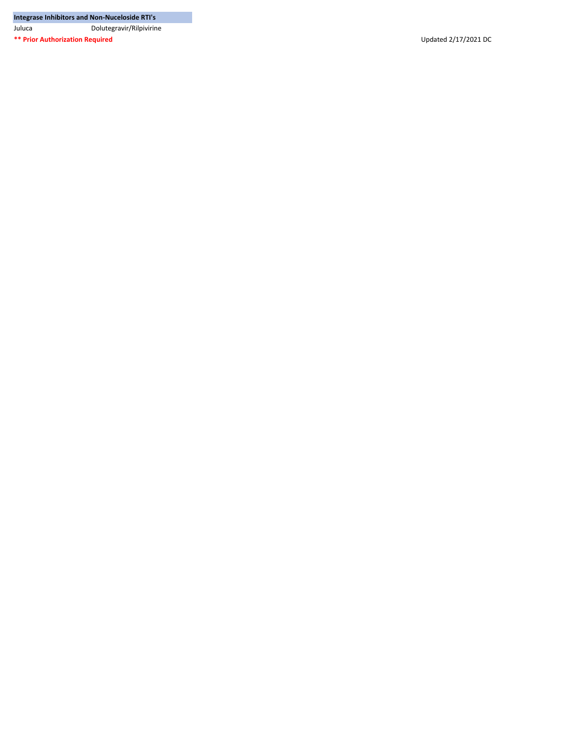| Integrase Inhibitors and Non-Nuceloside RTI's | |
|---|---|
| Juluca | Dolutegravir/Rilpivirine |

**** Prior Authorization Required**

Updated 2/17/2021 DC